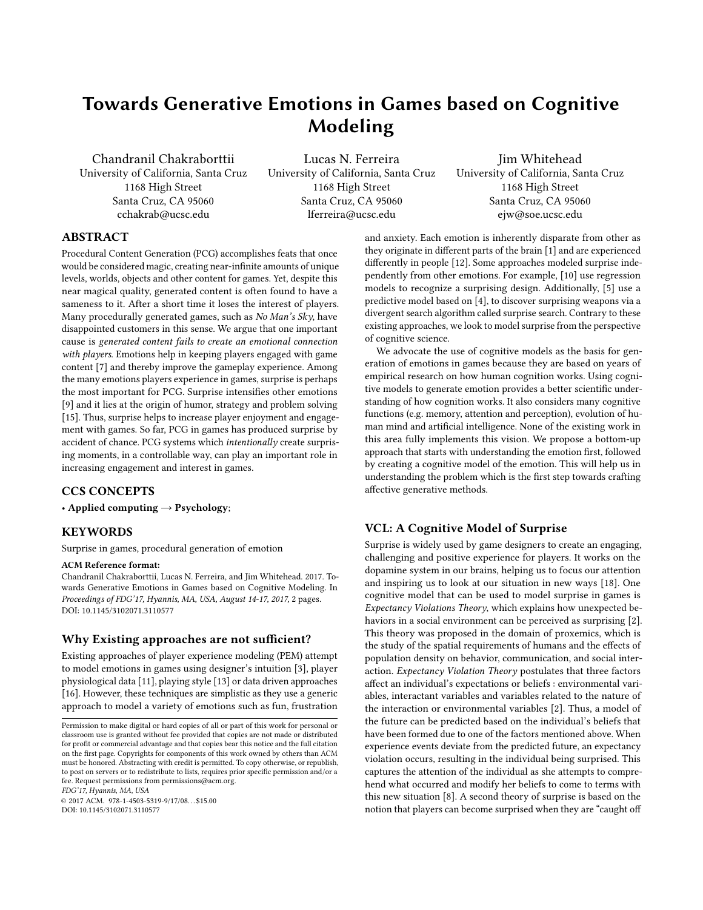# Towards Generative Emotions in Games based on Cognitive Modeling

Chandranil Chakraborttii
University of California, Santa Cruz
1168 High Street
Santa Cruz, CA 95060
cchakrab@ucsc.edu

Lucas N. Ferreira
University of California, Santa Cruz
1168 High Street
Santa Cruz, CA 95060
lferreira@ucsc.edu

Jim Whitehead
University of California, Santa Cruz
1168 High Street
Santa Cruz, CA 95060
ejw@soe.ucsc.edu

## ABSTRACT

Procedural Content Generation (PCG) accomplishes feats that once would be considered magic, creating near-infinite amounts of unique levels, worlds, objects and other content for games. Yet, despite this near magical quality, generated content is often found to have a sameness to it. After a short time it loses the interest of players. Many procedurally generated games, such as *No Man's Sky*, have disappointed customers in this sense. We argue that one important cause is *generated content fails to create an emotional connection with players*. Emotions help in keeping players engaged with game content [7] and thereby improve the gameplay experience. Among the many emotions players experience in games, surprise is perhaps the most important for PCG. Surprise intensifies other emotions [9] and it lies at the origin of humor, strategy and problem solving [15]. Thus, surprise helps to increase player enjoyment and engagement with games. So far, PCG in games has produced surprise by accident of chance. PCG systems which *intentionally* create surprising moments, in a controllable way, can play an important role in increasing engagement and interest in games.

## CCS CONCEPTS

• **Applied computing → Psychology**;

## KEYWORDS

Surprise in games, procedural generation of emotion

**ACM Reference format:**
Chandranil Chakraborttii, Lucas N. Ferreira, and Jim Whitehead. 2017. Towards Generative Emotions in Games based on Cognitive Modeling. In *Proceedings of FDG'17, Hyannis, MA, USA, August 14-17, 2017,* 2 pages.
DOI: 10.1145/3102071.3110577

Permission to make digital or hard copies of all or part of this work for personal or classroom use is granted without fee provided that copies are not made or distributed for profit or commercial advantage and that copies bear this notice and the full citation on the first page. Copyrights for components of this work owned by others than ACM must be honored. Abstracting with credit is permitted. To copy otherwise, or republish, to post on servers or to redistribute to lists, requires prior specific permission and/or a fee. Request permissions from permissions@acm.org.
*FDG'17, Hyannis, MA, USA*
© 2017 ACM. 978-1-4503-5319-9/17/08…$15.00
DOI: 10.1145/3102071.3110577

## Why Existing approaches are not sufficient?

Existing approaches of player experience modeling (PEM) attempt to model emotions in games using designer's intuition [3], player physiological data [11], playing style [13] or data driven approaches [16]. However, these techniques are simplistic as they use a generic approach to model a variety of emotions such as fun, frustration and anxiety. Each emotion is inherently disparate from other as they originate in different parts of the brain [1] and are experienced differently in people [12]. Some approaches modeled surprise independently from other emotions. For example, [10] use regression models to recognize a surprising design. Additionally, [5] use a predictive model based on [4], to discover surprising weapons via a divergent search algorithm called surprise search. Contrary to these existing approaches, we look to model surprise from the perspective of cognitive science.

We advocate the use of cognitive models as the basis for generation of emotions in games because they are based on years of empirical research on how human cognition works. Using cognitive models to generate emotion provides a better scientific understanding of how cognition works. It also considers many cognitive functions (e.g. memory, attention and perception), evolution of human mind and artificial intelligence. None of the existing work in this area fully implements this vision. We propose a bottom-up approach that starts with understanding the emotion first, followed by creating a cognitive model of the emotion. This will help us in understanding the problem which is the first step towards crafting affective generative methods.

## VCL: A Cognitive Model of Surprise

Surprise is widely used by game designers to create an engaging, challenging and positive experience for players. It works on the dopamine system in our brains, helping us to focus our attention and inspiring us to look at our situation in new ways [18]. One cognitive model that can be used to model surprise in games is *Expectancy Violations Theory*, which explains how unexpected behaviors in a social environment can be perceived as surprising [2]. This theory was proposed in the domain of proxemics, which is the study of the spatial requirements of humans and the effects of population density on behavior, communication, and social interaction. *Expectancy Violation Theory* postulates that three factors affect an individual's expectations or beliefs : environmental variables, interactant variables and variables related to the nature of the interaction or environmental variables [2]. Thus, a model of the future can be predicted based on the individual's beliefs that have been formed due to one of the factors mentioned above. When experience events deviate from the predicted future, an expectancy violation occurs, resulting in the individual being surprised. This captures the attention of the individual as she attempts to comprehend what occurred and modify her beliefs to come to terms with this new situation [8]. A second theory of surprise is based on the notion that players can become surprised when they are "caught off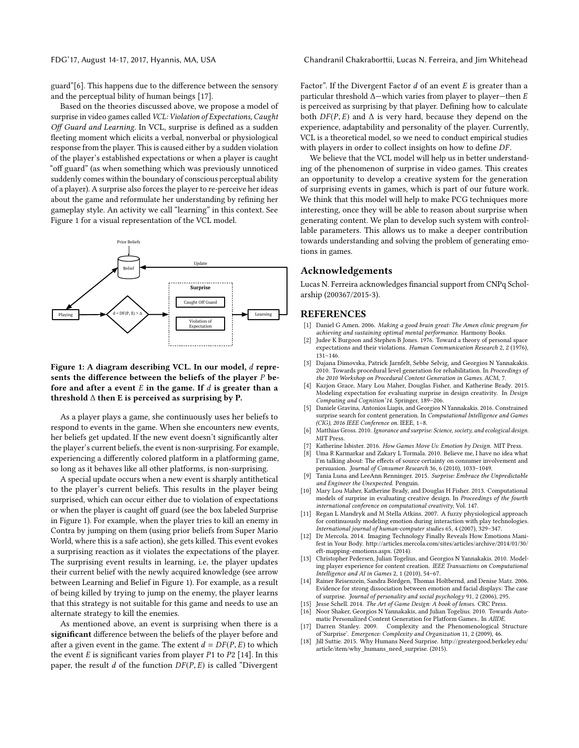guard"[6]. This happens due to the difference between the sensory and the perceptual bility of human beings [17].

Based on the theories discussed above, we propose a model of surprise in video games called *VCL: Violation of Expectations, Caught Off Guard and Learning*. In VCL, surprise is defined as a sudden fleeting moment which elicits a verbal, nonverbal or physiological response from the player. This is caused either by a sudden violation of the player's established expectations or when a player is caught "off guard" (as when something which was previously unnoticed suddenly comes within the boundary of conscious perceptual ability of a player). A surprise also forces the player to re-perceive her ideas about the game and reformulate her understanding by refining her gameplay style. An activity we call "learning" in this context. See Figure 1 for a visual representation of the VCL model.

Prior Beliefs

Belief

Update

Surprise

Caught Off Guard

Playing

d = DF(P, E) > Δ

Violation of Expectation

Learning

**Figure 1: A diagram describing VCL. In our model, $d$ represents the difference between the beliefs of the player $P$ before and after a event $E$ in the game. If $d$ is greater than a threshold $\Delta$ then E is perceived as surprising by P.**

As a player plays a game, she continuously uses her beliefs to respond to events in the game. When she encounters new events, her beliefs get updated. If the new event doesn't significantly alter the player's current beliefs, the event is non-surprising. For example, experiencing a differently colored platform in a platforming game, so long as it behaves like all other platforms, is non-surprising.

A special update occurs when a new event is sharply antithetical to the player's current beliefs. This results in the player being surprised, which can occur either due to violation of expectations or when the player is caught off guard (see the box labeled Surprise in Figure 1). For example, when the player tries to kill an enemy in Contra by jumping on them (using prior beliefs from Super Mario World, where this is a safe action), she gets killed. This event evokes a surprising reaction as it violates the expectations of the player. The surprising event results in learning, i.e, the player updates their current belief with the newly acquired knowledge (see arrow between Learning and Belief in Figure 1). For example, as a result of being killed by trying to jump on the enemy, the player learns that this strategy is not suitable for this game and needs to use an alternate strategy to kill the enemies.

As mentioned above, an event is surprising when there is a **significant** difference between the beliefs of the player before and after a given event in the game. The extent $d = DF(P, E)$ to which the event $E$ is significant varies from player $P1$ to $P2$ [14]. In this paper, the result $d$ of the function $DF(P, E)$ is called "Divergent Factor". If the Divergent Factor $d$ of an event $E$ is greater than a particular threshold $\Delta$—which varies from player to player—then $E$ is perceived as surprising by that player. Defining how to calculate both $DF(P, E)$ and $\Delta$ is very hard, because they depend on the experience, adaptability and personality of the player. Currently, VCL is a theoretical model, so we need to conduct empirical studies with players in order to collect insights on how to define $DF$.

We believe that the VCL model will help us in better understanding of the phenomenon of surprise in video games. This creates an opportunity to develop a creative system for the generation of surprising events in games, which is part of our future work. We think that this model will help to make PCG techniques more interesting, once they will be able to reason about surprise when generating content. We plan to develop such system with controllable parameters. This allows us to make a deeper contribution towards understanding and solving the problem of generating emotions in games.

## Acknowledgements

Lucas N. Ferreira acknowledges financial support from CNPq Scholarship (200367/2015-3).

## REFERENCES

- [1] Daniel G Amen. 2006. *Making a good brain great: The Amen clinic program for achieving and sustaining optimal mental performance.* Harmony Books.
- [2] Judee K Burgoon and Stephen B Jones. 1976. Toward a theory of personal space expectations and their violations. *Human Communication Research* 2, 2 (1976), 131–146.
- [3] Dajana Dimovska, Patrick Jarnfelt, Sebbe Selvig, and Georgios N Yannakakis. 2010. Towards procedural level generation for rehabilitation. In *Proceedings of the 2010 Workshop on Procedural Content Generation in Games*. ACM, 7.
- [4] Kazjon Grace, Mary Lou Maher, Douglas Fisher, and Katherine Brady. 2015. Modeling expectation for evaluating surprise in design creativity. In *Design Computing and Cognition'14*. Springer, 189–206.
- [5] Daniele Gravina, Antonios Liapis, and Georgios N Yannakakis. 2016. Constrained surprise search for content generation. In *Computational Intelligence and Games (CIG), 2016 IEEE Conference on*. IEEE, 1–8.
- [6] Matthias Gross. 2010. *Ignorance and surprise: Science, society, and ecological design.* MIT Press.
- [7] Katherine Isbister. 2016. *How Games Move Us: Emotion by Design.* MIT Press.
- [8] Uma R Karmarkar and Zakary L Tormala. 2010. Believe me, I have no idea what I'm talking about: The effects of source certainty on consumer involvement and persuasion. *Journal of Consumer Research* 36, 6 (2010), 1033–1049.
- [9] Tania Luna and LeeAnn Renninger. 2015. *Surprise: Embrace the Unpredictable and Engineer the Unexpected.* Penguin.
- [10] Mary Lou Maher, Katherine Brady, and Douglas H Fisher. 2013. Computational models of surprise in evaluating creative design. In *Proceedings of the fourth international conference on computational creativity*, Vol. 147.
- [11] Regan L Mandryk and M Stella Atkins. 2007. A fuzzy physiological approach for continuously modeling emotion during interaction with play technologies. *International journal of human-computer studies* 65, 4 (2007), 329–347.
- [12] Dr Mercola. 2014. Imaging Technology Finally Reveals How Emotions Manifest in Your Body. http://articles.mercola.com/sites/articles/archive/2014/01/30/eft-mapping-emotions.aspx. (2014).
- [13] Christopher Pedersen, Julian Togelius, and Georgios N Yannakakis. 2010. Modeling player experience for content creation. *IEEE Transactions on Computational Intelligence and AI in Games* 2, 1 (2010), 54–67.
- [14] Rainer Reisenzein, Sandra Bördgen, Thomas Holtbernd, and Denise Matz. 2006. Evidence for strong dissociation between emotion and facial displays: The case of surprise. *Journal of personality and social psychology* 91, 2 (2006), 295.
- [15] Jesse Schell. 2014. *The Art of Game Design: A book of lenses.* CRC Press.
- [16] Noor Shaker, Georgios N Yannakakis, and Julian Togelius. 2010. Towards Automatic Personalized Content Generation for Platform Games.. In *AIIDE*.
- [17] Darren Stanley. 2009. Complexity and the Phenomenological Structure of'Surprise'. *Emergence: Complexity and Organization* 11, 2 (2009), 46.
- [18] Jill Suttie. 2015. Why Humans Need Surprise. http://greatergood.berkeley.edu/article/item/why_humans_need_surprise. (2015).